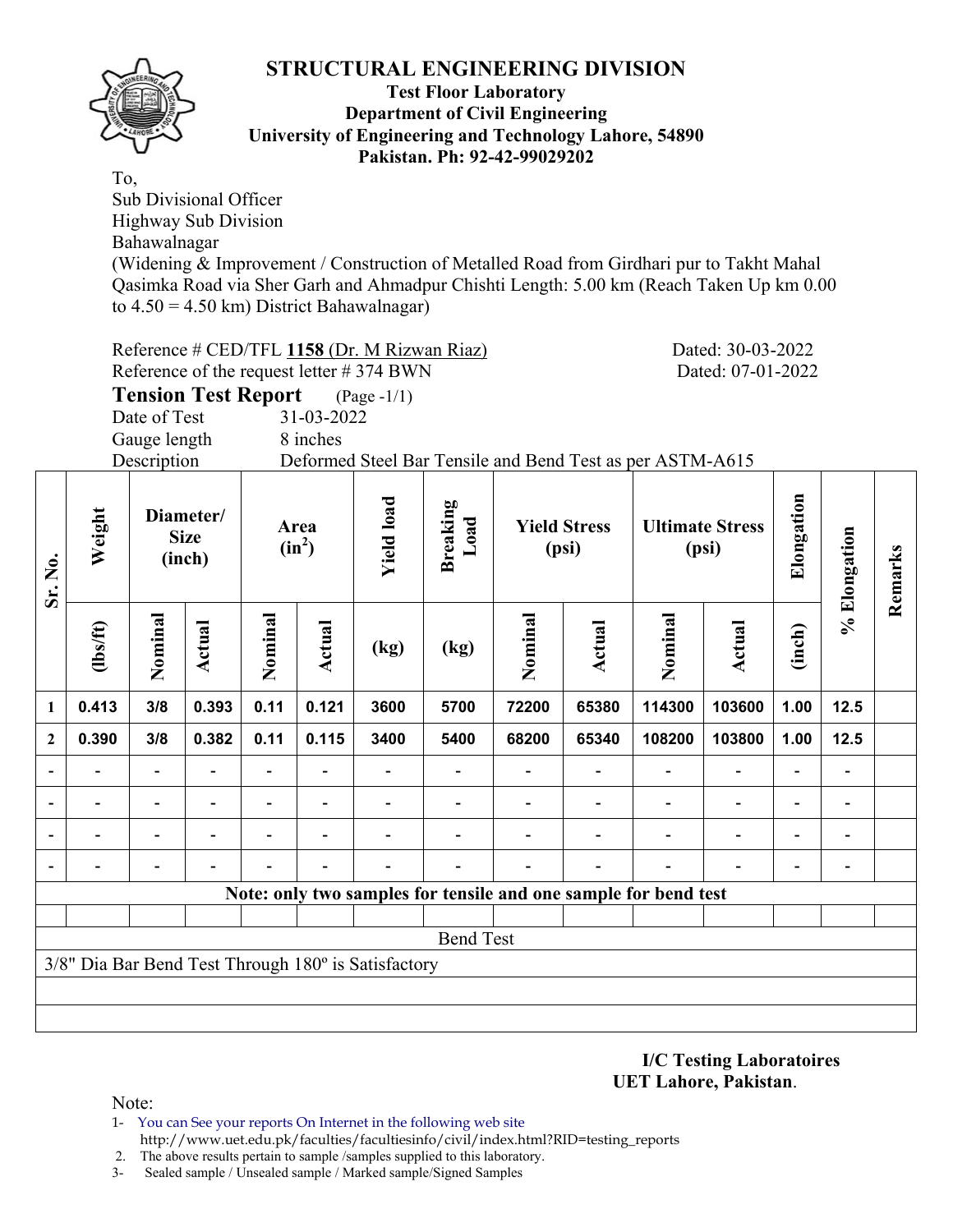# STRUCTURAL ENGINEERING DIVISION

**Test Floor Laboratory**
**Department of Civil Engineering**
**University of Engineering and Technology Lahore, 54890**
**Pakistan. Ph: 92-42-99029202**

To,
Sub Divisional Officer
Highway Sub Division
Bahawalnagar
(Widening & Improvement / Construction of Metalled Road from Girdhari pur to Takht Mahal Qasimka Road via Sher Garh and Ahmadpur Chishti Length: 5.00 km (Reach Taken Up km 0.00 to 4.50 = 4.50 km) District Bahawalnagar)

Reference # CED/TFL **1158** (Dr. M Rizwan Riaz) Dated: 30-03-2022
Reference of the request letter # 374 BWN Dated: 07-01-2022

**Tension Test Report** (Page -1/1)

Date of Test 31-03-2022
Gauge length 8 inches
Description Deformed Steel Bar Tensile and Bend Test as per ASTM-A615

| Sr. No. | Weight | Diameter/ Size (inch) | | Area ($in^2$) | | Yield load | Breaking Load | Yield Stress (psi) | | Ultimate Stress (psi) | | Elongation | % Elongation | Remarks |
|---|---|---|---|---|---|---|---|---|---|---|---|---|---|---|
| | (lbs/ft) | Nominal | Actual | Nominal | Actual | (kg) | (kg) | Nominal | Actual | Nominal | Actual | (inch) | | |
| 1 | 0.413 | 3/8 | 0.393 | 0.11 | 0.121 | 3600 | 5700 | 72200 | 65380 | 114300 | 103600 | 1.00 | 12.5 | |
| 2 | 0.390 | 3/8 | 0.382 | 0.11 | 0.115 | 3400 | 5400 | 68200 | 65340 | 108200 | 103800 | 1.00 | 12.5 | |
| - | - | - | - | - | - | - | - | - | - | - | - | - | - | |
| - | - | - | - | - | - | - | - | - | - | - | - | - | - | |
| - | - | - | - | - | - | - | - | - | - | - | - | - | - | |
| - | - | - | - | - | - | - | - | - | - | - | - | - | - | |

**Note: only two samples for tensile and one sample for bend test**

Bend Test

3/8" Dia Bar Bend Test Through 180º is Satisfactory

**I/C Testing Laboratoires**
**UET Lahore, Pakistan**.

Note:

1. You can See your reports On Internet in the following web site http://www.uet.edu.pk/faculties/facultiesinfo/civil/index.html?RID=testing_reports
2. The above results pertain to sample /samples supplied to this laboratory.
3. Sealed sample / Unsealed sample / Marked sample/Signed Samples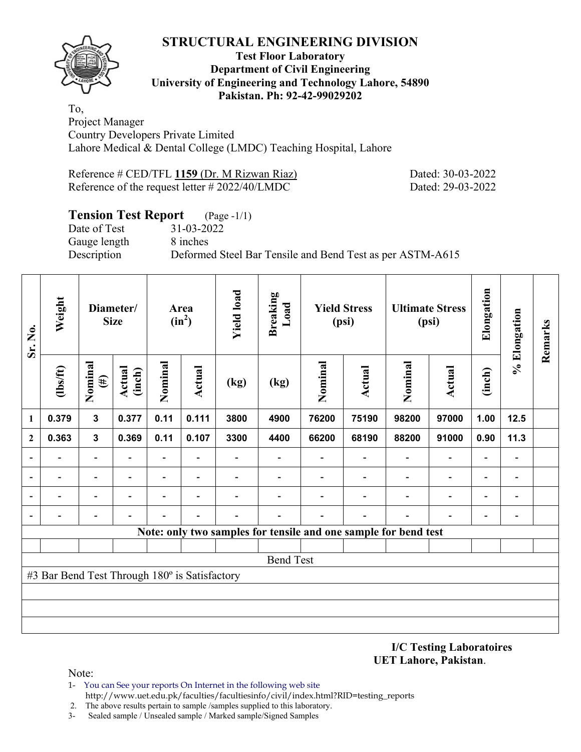# STRUCTURAL ENGINEERING DIVISION

**Test Floor Laboratory**
**Department of Civil Engineering**
**University of Engineering and Technology Lahore, 54890**
**Pakistan. Ph: 92-42-99029202**

To,
Project Manager
Country Developers Private Limited
Lahore Medical & Dental College (LMDC) Teaching Hospital, Lahore

Reference # CED/TFL **1159** (Dr. M Rizwan Riaz) Dated: 30-03-2022
Reference of the request letter # 2022/40/LMDC Dated: 29-03-2022

## Tension Test Report (Page -1/1)

Date of Test 31-03-2022
Gauge length 8 inches
Description Deformed Steel Bar Tensile and Bend Test as per ASTM-A615

| Sr. No. | Weight | Diameter/ Size | | Area ($in^2$) | | Yield load | Breaking Load | Yield Stress (psi) | | Ultimate Stress (psi) | | Elongation | % Elongation | Remarks |
|---|---|---|---|---|---|---|---|---|---|---|---|---|---|---|
| | (lbs/ft) | Nominal (#) | Actual (inch) | Nominal | Actual | (kg) | (kg) | Nominal | Actual | Nominal | Actual | (inch) | | |
| 1 | 0.379 | 3 | 0.377 | 0.11 | 0.111 | 3800 | 4900 | 76200 | 75190 | 98200 | 97000 | 1.00 | 12.5 | |
| 2 | 0.363 | 3 | 0.369 | 0.11 | 0.107 | 3300 | 4400 | 66200 | 68190 | 88200 | 91000 | 0.90 | 11.3 | |
| - | - | - | - | - | - | - | - | - | - | - | - | - | - | |
| - | - | - | - | - | - | - | - | - | - | - | - | - | - | |
| - | - | - | - | - | - | - | - | - | - | - | - | - | - | |
| - | - | - | - | - | - | - | - | - | - | - | - | - | - | |

**Note: only two samples for tensile and one sample for bend test**

Bend Test

#3 Bar Bend Test Through 180º is Satisfactory

**I/C Testing Laboratoires**
**UET Lahore, Pakistan**.

Note:
1- You can See your reports On Internet in the following web site
http://www.uet.edu.pk/faculties/facultiesinfo/civil/index.html?RID=testing_reports
2. The above results pertain to sample /samples supplied to this laboratory.
3- Sealed sample / Unsealed sample / Marked sample/Signed Samples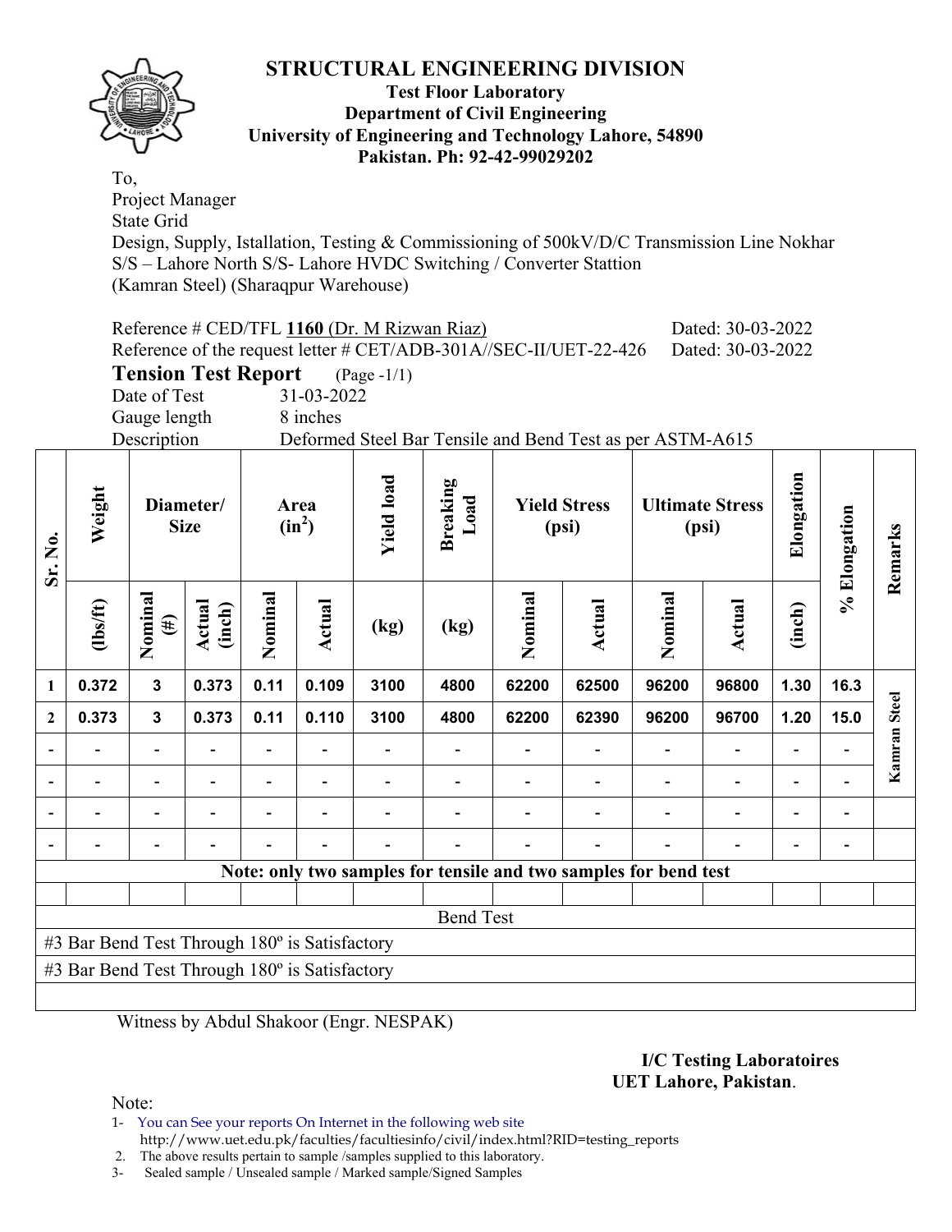# STRUCTURAL ENGINEERING DIVISION

**Test Floor Laboratory**
**Department of Civil Engineering**
**University of Engineering and Technology Lahore, 54890**
**Pakistan. Ph: 92-42-99029202**

To,
Project Manager
State Grid
Design, Supply, Istallation, Testing & Commissioning of 500kV/D/C Transmission Line Nokhar S/S – Lahore North S/S- Lahore HVDC Switching / Converter Stattion
(Kamran Steel) (Sharaqpur Warehouse)

Reference # CED/TFL **1160** (Dr. M Rizwan Riaz) Dated: 30-03-2022
Reference of the request letter # CET/ADB-301A//SEC-II/UET-22-426 Dated: 30-03-2022

**Tension Test Report** (Page -1/1)

Date of Test 31-03-2022
Gauge length 8 inches
Description Deformed Steel Bar Tensile and Bend Test as per ASTM-A615

| Sr. No. | Weight | Diameter/ Size | | Area (in$^2$) | | Yield load | Breaking Load | Yield Stress (psi) | | Ultimate Stress (psi) | | Elongation | % Elongation | Remarks |
|---|---|---|---|---|---|---|---|---|---|---|---|---|---|---|
| | (lbs/ft) | Nominal (#) | Actual (inch) | Nominal | Actual | (kg) | (kg) | Nominal | Actual | Nominal | Actual | (inch) | | |
| 1 | 0.372 | 3 | 0.373 | 0.11 | 0.109 | 3100 | 4800 | 62200 | 62500 | 96200 | 96800 | 1.30 | 16.3 | Kamran Steel |
| 2 | 0.373 | 3 | 0.373 | 0.11 | 0.110 | 3100 | 4800 | 62200 | 62390 | 96200 | 96700 | 1.20 | 15.0 | |
| - | - | - | - | - | - | - | - | - | - | - | - | - | - | |
| - | - | - | - | - | - | - | - | - | - | - | - | - | - | |
| - | - | - | - | - | - | - | - | - | - | - | - | - | - | |
| - | - | - | - | - | - | - | - | - | - | - | - | - | - | |

**Note: only two samples for tensile and two samples for bend test**

Bend Test

#3 Bar Bend Test Through 180º is Satisfactory
#3 Bar Bend Test Through 180º is Satisfactory

Witness by Abdul Shakoor (Engr. NESPAK)

**I/C Testing Laboratoires**
**UET Lahore, Pakistan**.

Note:
1- You can See your reports On Internet in the following web site http://www.uet.edu.pk/faculties/facultiesinfo/civil/index.html?RID=testing_reports
2. The above results pertain to sample /samples supplied to this laboratory.
3- Sealed sample / Unsealed sample / Marked sample/Signed Samples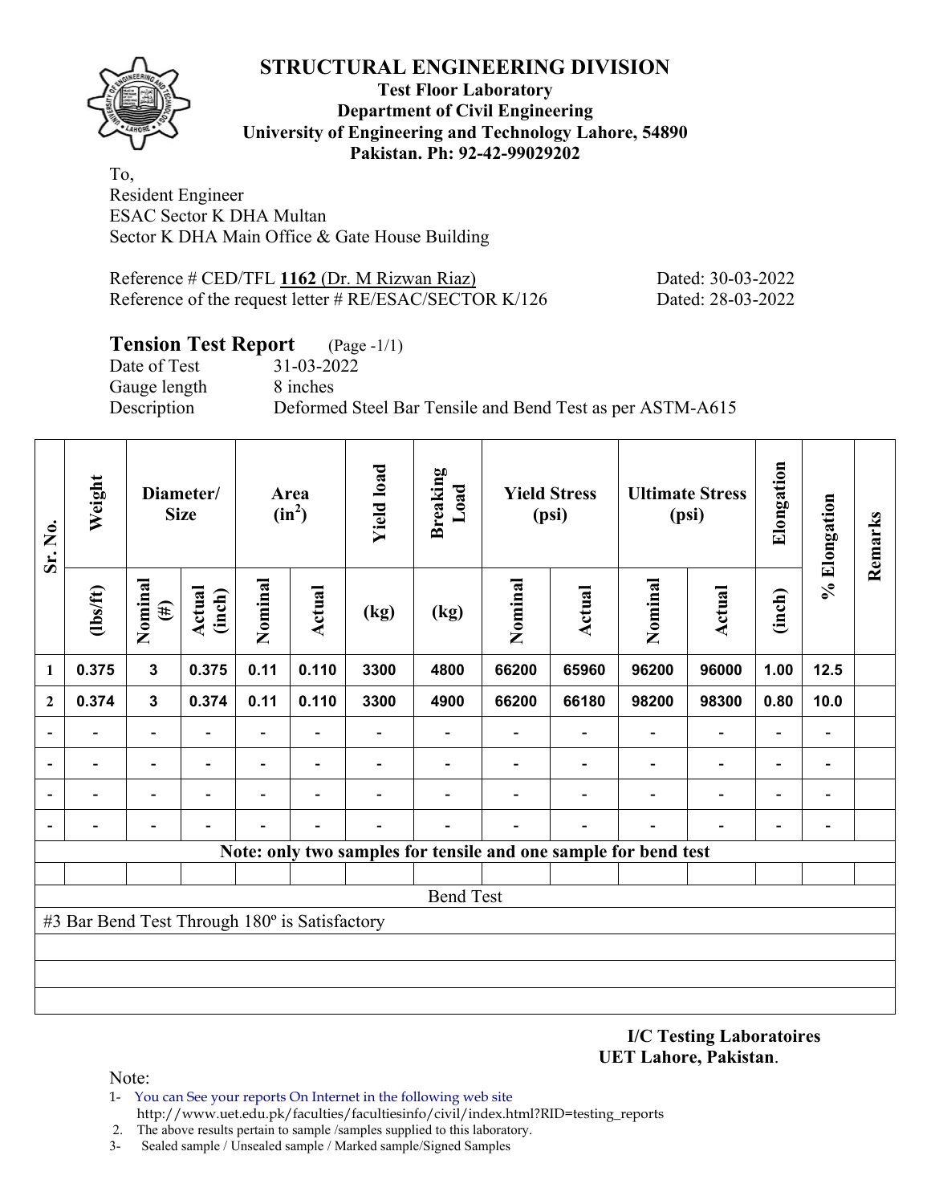# STRUCTURAL ENGINEERING DIVISION

**Test Floor Laboratory**
**Department of Civil Engineering**
**University of Engineering and Technology Lahore, 54890**
**Pakistan. Ph: 92-42-99029202**

To,
Resident Engineer
ESAC Sector K DHA Multan
Sector K DHA Main Office & Gate House Building

Reference # CED/TFL **1162** (Dr. M Rizwan Riaz) Dated: 30-03-2022
Reference of the request letter # RE/ESAC/SECTOR K/126 Dated: 28-03-2022

## Tension Test Report (Page -1/1)

Date of Test 31-03-2022
Gauge length 8 inches
Description Deformed Steel Bar Tensile and Bend Test as per ASTM-A615

| Sr. No. | Weight | Diameter/ Size | | Area ($in^2$) | | Yield load | Breaking Load | Yield Stress (psi) | | Ultimate Stress (psi) | | Elongation | % Elongation | Remarks |
|---|---|---|---|---|---|---|---|---|---|---|---|---|---|---|
| | (lbs/ft) | Nominal (#) | Actual (inch) | Nominal | Actual | (kg) | (kg) | Nominal | Actual | Nominal | Actual | (inch) | | |
| 1 | 0.375 | 3 | 0.375 | 0.11 | 0.110 | 3300 | 4800 | 66200 | 65960 | 96200 | 96000 | 1.00 | 12.5 | |
| 2 | 0.374 | 3 | 0.374 | 0.11 | 0.110 | 3300 | 4900 | 66200 | 66180 | 98200 | 98300 | 0.80 | 10.0 | |
| - | - | - | - | - | - | - | - | - | - | - | - | - | - | |
| - | - | - | - | - | - | - | - | - | - | - | - | - | - | |
| - | - | - | - | - | - | - | - | - | - | - | - | - | - | |
| - | - | - | - | - | - | - | - | - | - | - | - | - | - | |

**Note: only two samples for tensile and one sample for bend test**

Bend Test

#3 Bar Bend Test Through 180º is Satisfactory

**I/C Testing Laboratoires**
**UET Lahore, Pakistan**.

Note:
1- You can See your reports On Internet in the following web site
http://www.uet.edu.pk/faculties/facultiesinfo/civil/index.html?RID=testing_reports
2. The above results pertain to sample /samples supplied to this laboratory.
3- Sealed sample / Unsealed sample / Marked sample/Signed Samples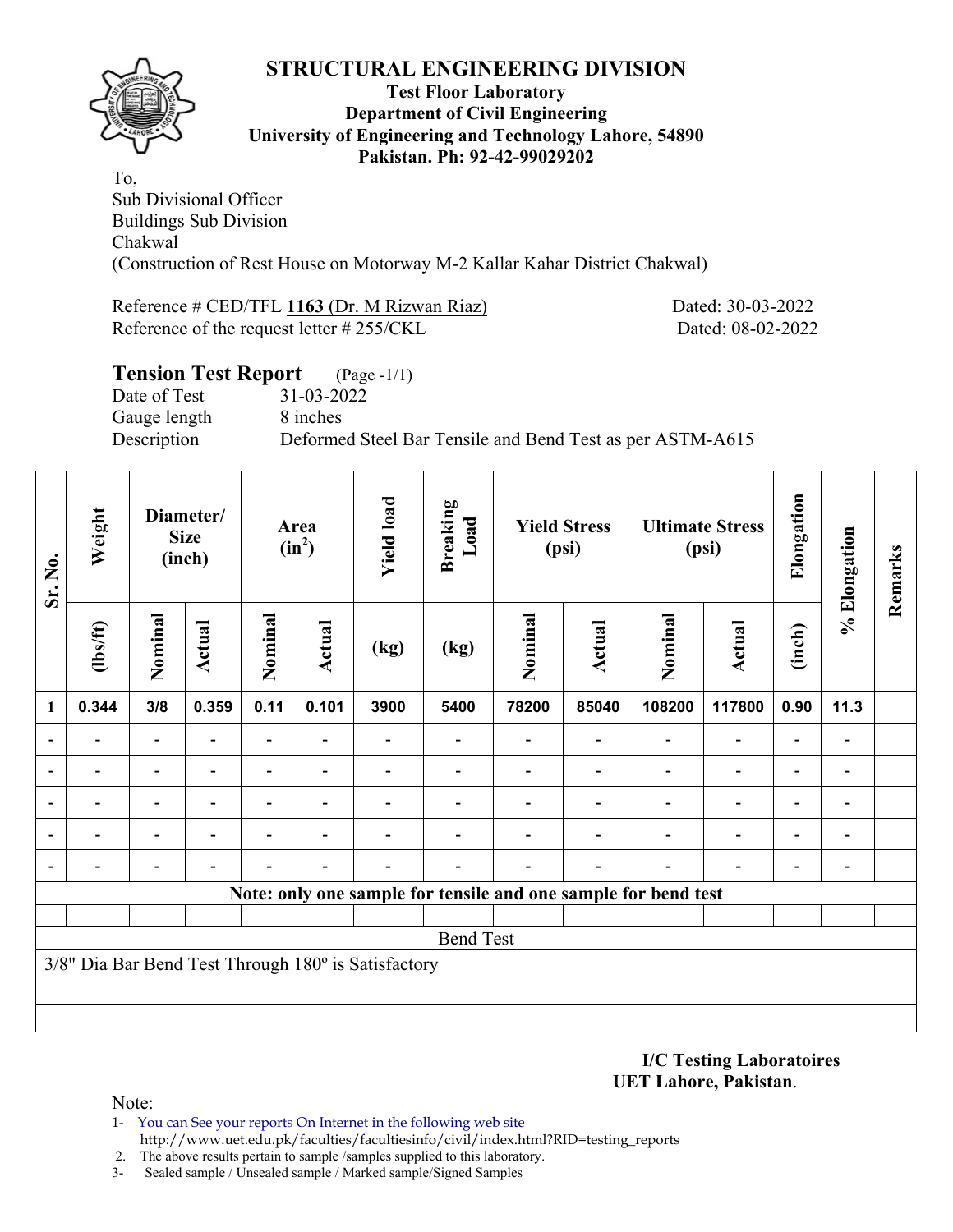# STRUCTURAL ENGINEERING DIVISION

**Test Floor Laboratory**
**Department of Civil Engineering**
**University of Engineering and Technology Lahore, 54890**
**Pakistan. Ph: 92-42-99029202**

To,
Sub Divisional Officer
Buildings Sub Division
Chakwal
(Construction of Rest House on Motorway M-2 Kallar Kahar District Chakwal)

Reference # CED/TFL **1163** (Dr. M Rizwan Riaz) Dated: 30-03-2022
Reference of the request letter # 255/CKL Dated: 08-02-2022

## Tension Test Report (Page -1/1)

Date of Test 31-03-2022
Gauge length 8 inches
Description Deformed Steel Bar Tensile and Bend Test as per ASTM-A615

| Sr. No. | Weight | Diameter/ Size (inch) | | Area ($in^2$) | | Yield load | Breaking Load | Yield Stress (psi) | | Ultimate Stress (psi) | | Elongation | % Elongation | Remarks |
|---|---|---|---|---|---|---|---|---|---|---|---|---|---|---|
| | (lbs/ft) | Nominal | Actual | Nominal | Actual | (kg) | (kg) | Nominal | Actual | Nominal | Actual | (inch) | | |
| 1 | 0.344 | 3/8 | 0.359 | 0.11 | 0.101 | 3900 | 5400 | 78200 | 85040 | 108200 | 117800 | 0.90 | 11.3 | |
| - | - | - | - | - | - | - | - | - | - | - | - | - | - | |
| - | - | - | - | - | - | - | - | - | - | - | - | - | - | |
| - | - | - | - | - | - | - | - | - | - | - | - | - | - | |
| - | - | - | - | - | - | - | - | - | - | - | - | - | - | |
| - | - | - | - | - | - | - | - | - | - | - | - | - | - | |

**Note: only one sample for tensile and one sample for bend test**

Bend Test

3/8" Dia Bar Bend Test Through 180º is Satisfactory

**I/C Testing Laboratoires**
**UET Lahore, Pakistan**.

Note:

1- You can See your reports On Internet in the following web site
http://www.uet.edu.pk/faculties/facultiesinfo/civil/index.html?RID=testing_reports
2. The above results pertain to sample /samples supplied to this laboratory.
3- Sealed sample / Unsealed sample / Marked sample/Signed Samples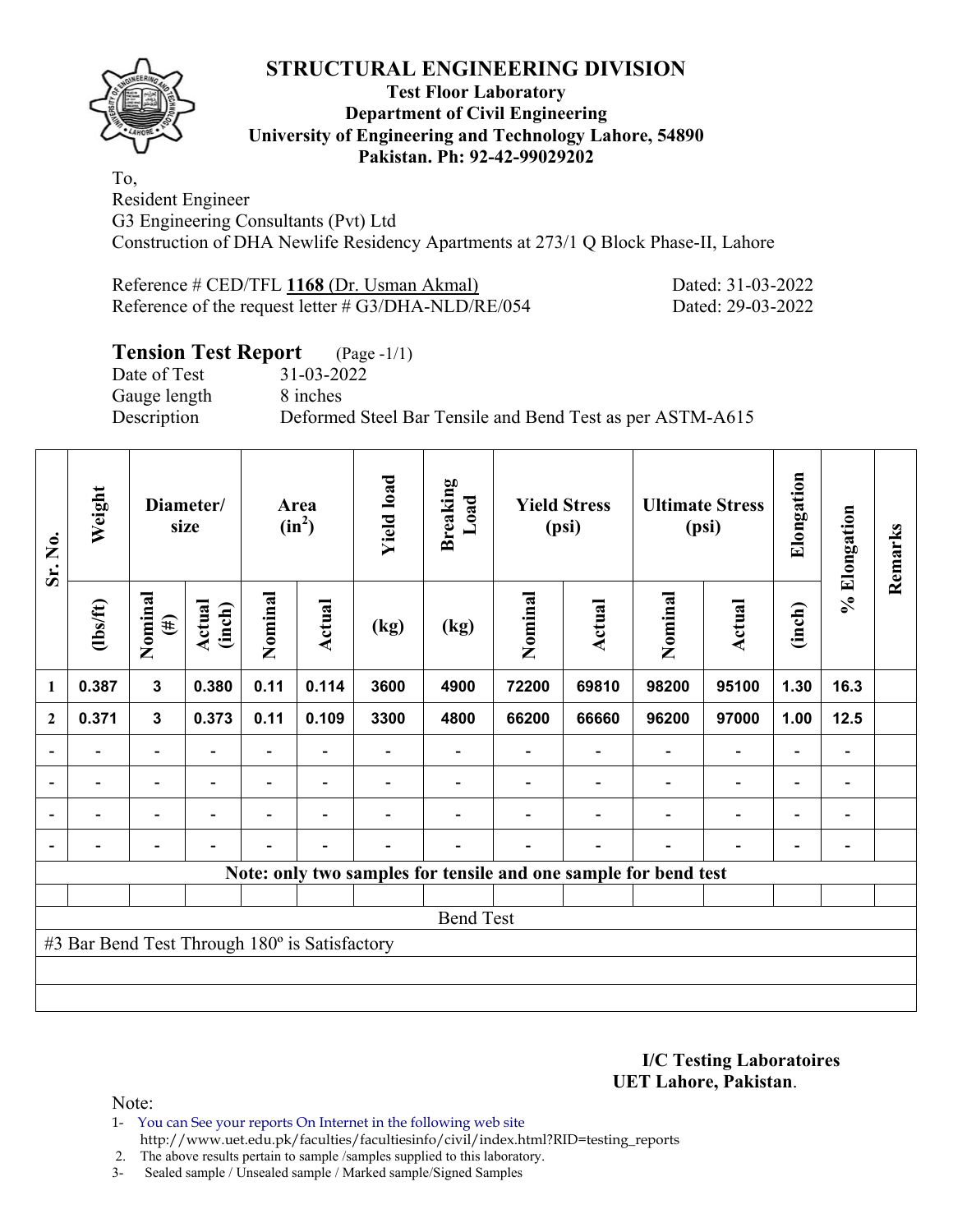# STRUCTURAL ENGINEERING DIVISION

**Test Floor Laboratory**
**Department of Civil Engineering**
**University of Engineering and Technology Lahore, 54890**
**Pakistan. Ph: 92-42-99029202**

To,
Resident Engineer
G3 Engineering Consultants (Pvt) Ltd
Construction of DHA Newlife Residency Apartments at 273/1 Q Block Phase-II, Lahore

Reference # CED/TFL **1168** (Dr. Usman Akmal) Dated: 31-03-2022
Reference of the request letter # G3/DHA-NLD/RE/054 Dated: 29-03-2022

## Tension Test Report (Page -1/1)

Date of Test 31-03-2022
Gauge length 8 inches
Description Deformed Steel Bar Tensile and Bend Test as per ASTM-A615

| Sr. No. | Weight | Diameter/ size | | Area ($in^2$) | | Yield load | Breaking Load | Yield Stress (psi) | | Ultimate Stress (psi) | | Elongation | % Elongation | Remarks |
|---|---|---|---|---|---|---|---|---|---|---|---|---|---|---|
| | (lbs/ft) | Nominal (#) | Actual (inch) | Nominal | Actual | (kg) | (kg) | Nominal | Actual | Nominal | Actual | (inch) | | |
| 1 | 0.387 | 3 | 0.380 | 0.11 | 0.114 | 3600 | 4900 | 72200 | 69810 | 98200 | 95100 | 1.30 | 16.3 | |
| 2 | 0.371 | 3 | 0.373 | 0.11 | 0.109 | 3300 | 4800 | 66200 | 66660 | 96200 | 97000 | 1.00 | 12.5 | |
| - | - | - | - | - | - | - | - | - | - | - | - | - | - | |
| - | - | - | - | - | - | - | - | - | - | - | - | - | - | |
| - | - | - | - | - | - | - | - | - | - | - | - | - | - | |
| - | - | - | - | - | - | - | - | - | - | - | - | - | - | |
| Note: only two samples for tensile and one sample for bend test | | | | | | | | | | | | | | |
| | | | | | | | | | | | | | | |
| Bend Test | | | | | | | | | | | | | | |
| #3 Bar Bend Test Through 180º is Satisfactory | | | | | | | | | | | | | | |

**I/C Testing Laboratoires**
**UET Lahore, Pakistan**.

Note:
1- You can See your reports On Internet in the following web site
http://www.uet.edu.pk/faculties/facultiesinfo/civil/index.html?RID=testing_reports
2. The above results pertain to sample /samples supplied to this laboratory.
3- Sealed sample / Unsealed sample / Marked sample/Signed Samples